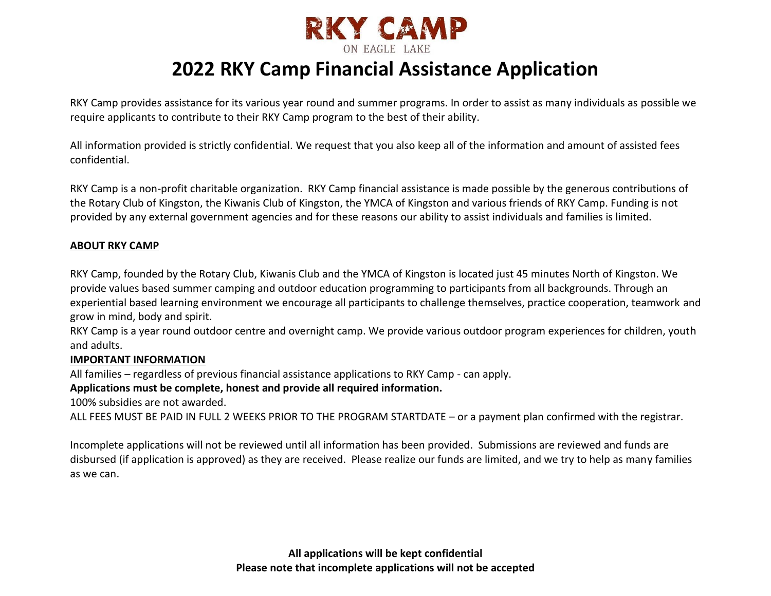RKY CAMP
ON EAGLE LAKE

# 2022 RKY Camp Financial Assistance Application

RKY Camp provides assistance for its various year round and summer programs. In order to assist as many individuals as possible we require applicants to contribute to their RKY Camp program to the best of their ability.

All information provided is strictly confidential. We request that you also keep all of the information and amount of assisted fees confidential.

RKY Camp is a non-profit charitable organization. RKY Camp financial assistance is made possible by the generous contributions of the Rotary Club of Kingston, the Kiwanis Club of Kingston, the YMCA of Kingston and various friends of RKY Camp. Funding is not provided by any external government agencies and for these reasons our ability to assist individuals and families is limited.

**ABOUT RKY CAMP**

RKY Camp, founded by the Rotary Club, Kiwanis Club and the YMCA of Kingston is located just 45 minutes North of Kingston. We provide values based summer camping and outdoor education programming to participants from all backgrounds. Through an experiential based learning environment we encourage all participants to challenge themselves, practice cooperation, teamwork and grow in mind, body and spirit.

RKY Camp is a year round outdoor centre and overnight camp. We provide various outdoor program experiences for children, youth and adults.

**IMPORTANT INFORMATION**

All families – regardless of previous financial assistance applications to RKY Camp - can apply.

**Applications must be complete, honest and provide all required information.**

100% subsidies are not awarded.

ALL FEES MUST BE PAID IN FULL 2 WEEKS PRIOR TO THE PROGRAM STARTDATE – or a payment plan confirmed with the registrar.

Incomplete applications will not be reviewed until all information has been provided. Submissions are reviewed and funds are disbursed (if application is approved) as they are received. Please realize our funds are limited, and we try to help as many families as we can.

**All applications will be kept confidential**
**Please note that incomplete applications will not be accepted**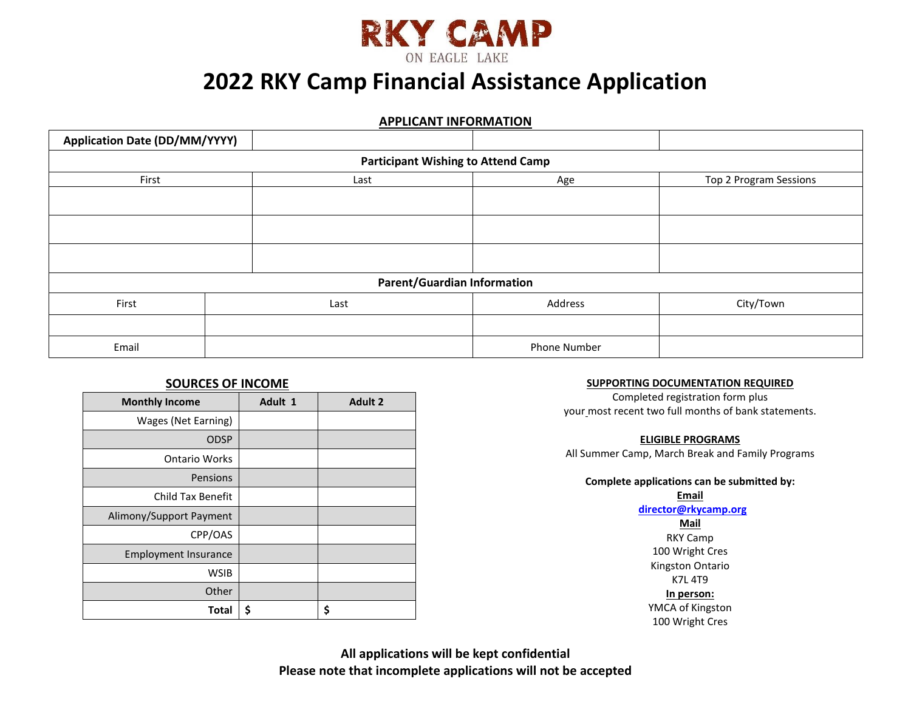RKY CAMP

ON EAGLE LAKE

# 2022 RKY Camp Financial Assistance Application

## APPLICANT INFORMATION

| Application Date (DD/MM/YYYY) | | | |
|---|---|---|---|
| **Participant Wishing to Attend Camp** | | | |
| First | Last | Age | Top 2 Program Sessions |
| | | | |
| | | | |
| | | | |
| **Parent/Guardian Information** | | | |
| First | Last | Address | City/Town |
| | | | |
| Email | | Phone Number | |

## SOURCES OF INCOME

| Monthly Income | Adult 1 | Adult 2 |
|---|---|---|
| Wages (Net Earning) | | |
| ODSP | | |
| Ontario Works | | |
| Pensions | | |
| Child Tax Benefit | | |
| Alimony/Support Payment | | |
| CPP/OAS | | |
| Employment Insurance | | |
| WSIB | | |
| Other | | |
| **Total** | $ | $ |

**SUPPORTING DOCUMENTATION REQUIRED**

Completed registration form plus your most recent two full months of bank statements.

**ELIGIBLE PROGRAMS**

All Summer Camp, March Break and Family Programs

**Complete applications can be submitted by:**

**Email**

director@rkycamp.org

**Mail**

RKY Camp
100 Wright Cres
Kingston Ontario
K7L 4T9

**In person:**

YMCA of Kingston
100 Wright Cres

**All applications will be kept confidential**

**Please note that incomplete applications will not be accepted**